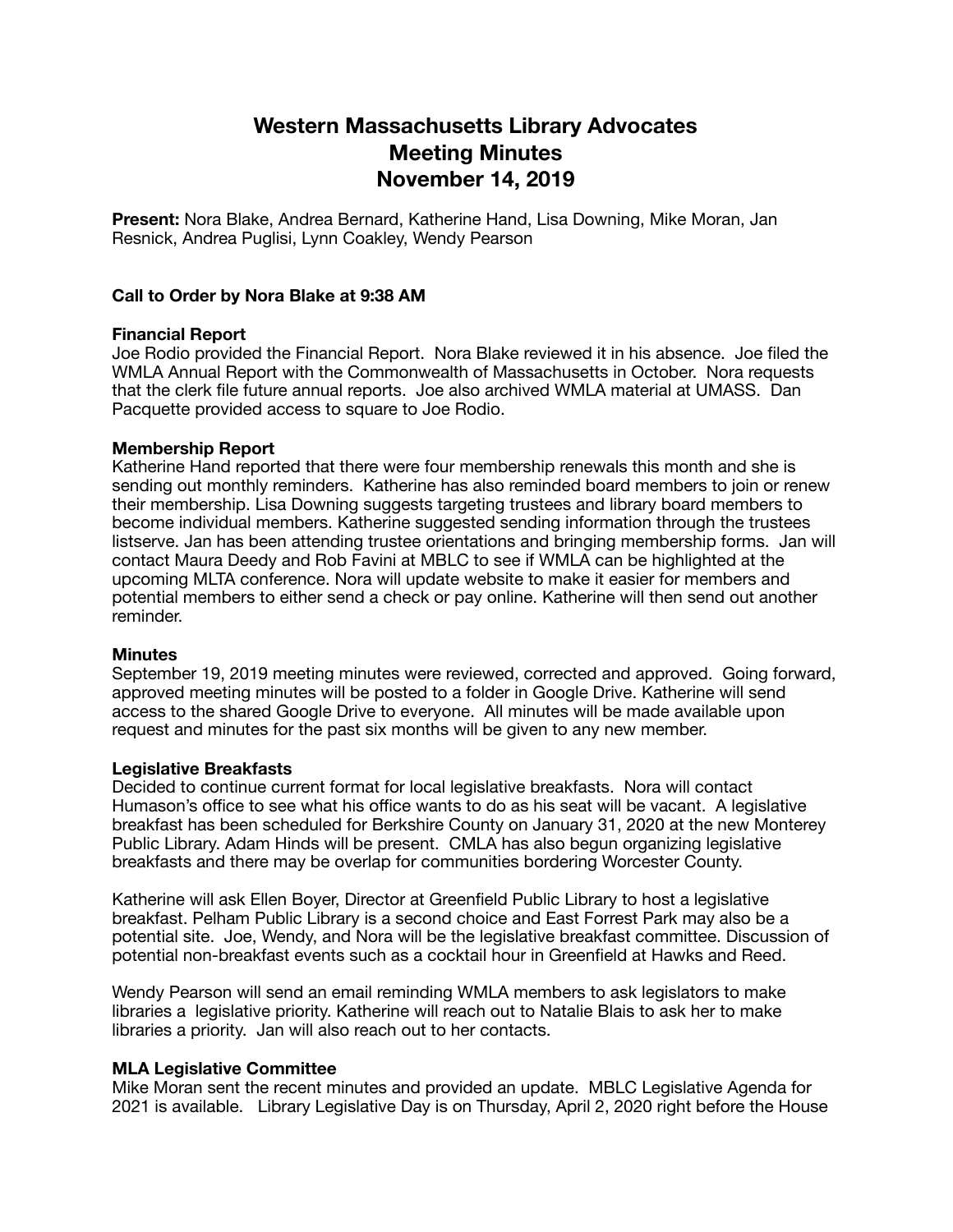# Western Massachusetts Library Advocates
# Meeting Minutes
# November 14, 2019

**Present:** Nora Blake, Andrea Bernard, Katherine Hand, Lisa Downing, Mike Moran, Jan Resnick, Andrea Puglisi, Lynn Coakley, Wendy Pearson

### Call to Order by Nora Blake at 9:38 AM

### Financial Report

Joe Rodio provided the Financial Report. Nora Blake reviewed it in his absence. Joe filed the WMLA Annual Report with the Commonwealth of Massachusetts in October. Nora requests that the clerk file future annual reports. Joe also archived WMLA material at UMASS. Dan Pacquette provided access to square to Joe Rodio.

### Membership Report

Katherine Hand reported that there were four membership renewals this month and she is sending out monthly reminders. Katherine has also reminded board members to join or renew their membership. Lisa Downing suggests targeting trustees and library board members to become individual members. Katherine suggested sending information through the trustees listserve. Jan has been attending trustee orientations and bringing membership forms. Jan will contact Maura Deedy and Rob Favini at MBLC to see if WMLA can be highlighted at the upcoming MLTA conference. Nora will update website to make it easier for members and potential members to either send a check or pay online. Katherine will then send out another reminder.

### Minutes

September 19, 2019 meeting minutes were reviewed, corrected and approved. Going forward, approved meeting minutes will be posted to a folder in Google Drive. Katherine will send access to the shared Google Drive to everyone. All minutes will be made available upon request and minutes for the past six months will be given to any new member.

### Legislative Breakfasts

Decided to continue current format for local legislative breakfasts. Nora will contact Humason's office to see what his office wants to do as his seat will be vacant. A legislative breakfast has been scheduled for Berkshire County on January 31, 2020 at the new Monterey Public Library. Adam Hinds will be present. CMLA has also begun organizing legislative breakfasts and there may be overlap for communities bordering Worcester County.

Katherine will ask Ellen Boyer, Director at Greenfield Public Library to host a legislative breakfast. Pelham Public Library is a second choice and East Forrest Park may also be a potential site. Joe, Wendy, and Nora will be the legislative breakfast committee. Discussion of potential non-breakfast events such as a cocktail hour in Greenfield at Hawks and Reed.

Wendy Pearson will send an email reminding WMLA members to ask legislators to make libraries a legislative priority. Katherine will reach out to Natalie Blais to ask her to make libraries a priority. Jan will also reach out to her contacts.

### MLA Legislative Committee

Mike Moran sent the recent minutes and provided an update. MBLC Legislative Agenda for 2021 is available. Library Legislative Day is on Thursday, April 2, 2020 right before the House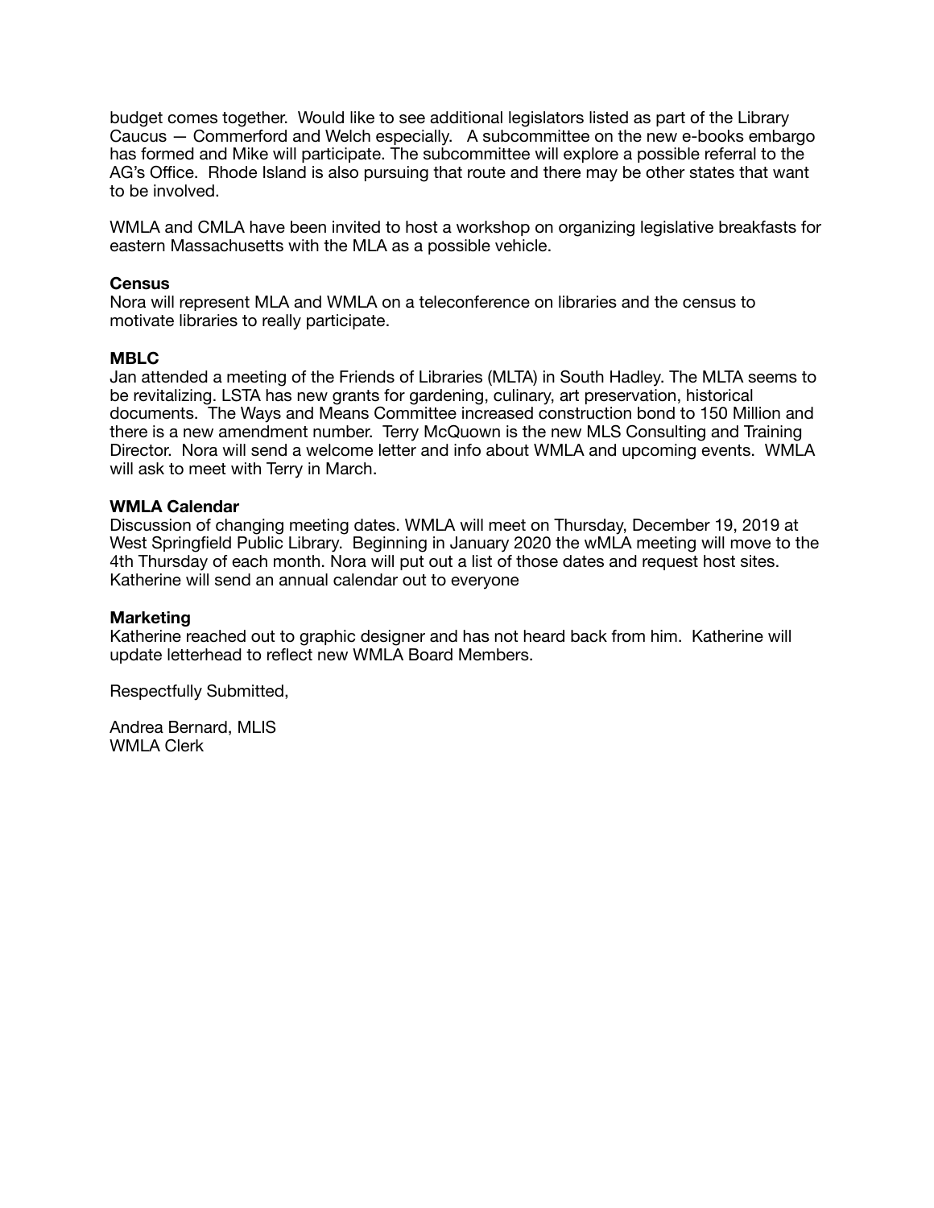budget comes together. Would like to see additional legislators listed as part of the Library Caucus — Commerford and Welch especially. A subcommittee on the new e-books embargo has formed and Mike will participate. The subcommittee will explore a possible referral to the AG's Office. Rhode Island is also pursuing that route and there may be other states that want to be involved.

WMLA and CMLA have been invited to host a workshop on organizing legislative breakfasts for eastern Massachusetts with the MLA as a possible vehicle.

**Census**
Nora will represent MLA and WMLA on a teleconference on libraries and the census to motivate libraries to really participate.

**MBLC**
Jan attended a meeting of the Friends of Libraries (MLTA) in South Hadley. The MLTA seems to be revitalizing. LSTA has new grants for gardening, culinary, art preservation, historical documents. The Ways and Means Committee increased construction bond to 150 Million and there is a new amendment number. Terry McQuown is the new MLS Consulting and Training Director. Nora will send a welcome letter and info about WMLA and upcoming events. WMLA will ask to meet with Terry in March.

**WMLA Calendar**
Discussion of changing meeting dates. WMLA will meet on Thursday, December 19, 2019 at West Springfield Public Library. Beginning in January 2020 the wMLA meeting will move to the 4th Thursday of each month. Nora will put out a list of those dates and request host sites. Katherine will send an annual calendar out to everyone

**Marketing**
Katherine reached out to graphic designer and has not heard back from him. Katherine will update letterhead to reflect new WMLA Board Members.

Respectfully Submitted,

Andrea Bernard, MLIS
WMLA Clerk